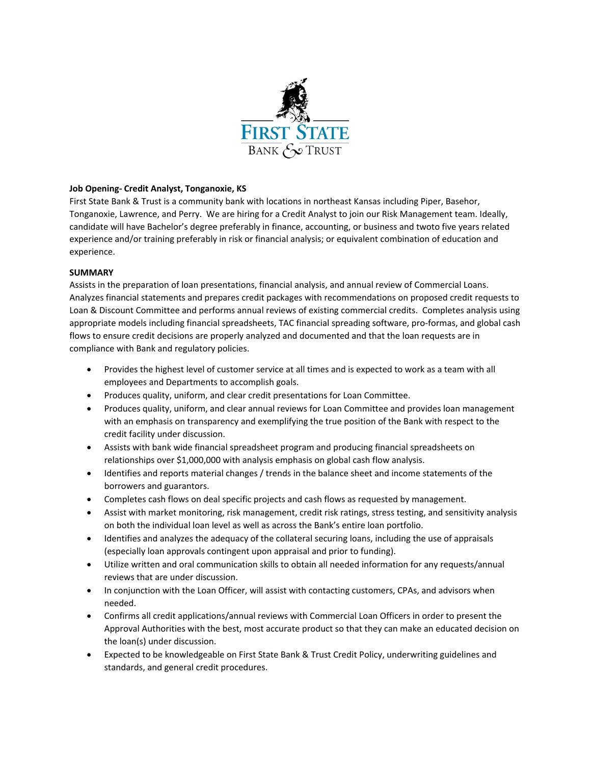FIRST STATE
BANK & TRUST

**Job Opening- Credit Analyst, Tonganoxie, KS**

First State Bank & Trust is a community bank with locations in northeast Kansas including Piper, Basehor, Tonganoxie, Lawrence, and Perry. We are hiring for a Credit Analyst to join our Risk Management team. Ideally, candidate will have Bachelor's degree preferably in finance, accounting, or business and twoto five years related experience and/or training preferably in risk or financial analysis; or equivalent combination of education and experience.

**SUMMARY**

Assists in the preparation of loan presentations, financial analysis, and annual review of Commercial Loans. Analyzes financial statements and prepares credit packages with recommendations on proposed credit requests to Loan & Discount Committee and performs annual reviews of existing commercial credits. Completes analysis using appropriate models including financial spreadsheets, TAC financial spreading software, pro-formas, and global cash flows to ensure credit decisions are properly analyzed and documented and that the loan requests are in compliance with Bank and regulatory policies.

- Provides the highest level of customer service at all times and is expected to work as a team with all employees and Departments to accomplish goals.
- Produces quality, uniform, and clear credit presentations for Loan Committee.
- Produces quality, uniform, and clear annual reviews for Loan Committee and provides loan management with an emphasis on transparency and exemplifying the true position of the Bank with respect to the credit facility under discussion.
- Assists with bank wide financial spreadsheet program and producing financial spreadsheets on relationships over $1,000,000 with analysis emphasis on global cash flow analysis.
- Identifies and reports material changes / trends in the balance sheet and income statements of the borrowers and guarantors.
- Completes cash flows on deal specific projects and cash flows as requested by management.
- Assist with market monitoring, risk management, credit risk ratings, stress testing, and sensitivity analysis on both the individual loan level as well as across the Bank's entire loan portfolio.
- Identifies and analyzes the adequacy of the collateral securing loans, including the use of appraisals (especially loan approvals contingent upon appraisal and prior to funding).
- Utilize written and oral communication skills to obtain all needed information for any requests/annual reviews that are under discussion.
- In conjunction with the Loan Officer, will assist with contacting customers, CPAs, and advisors when needed.
- Confirms all credit applications/annual reviews with Commercial Loan Officers in order to present the Approval Authorities with the best, most accurate product so that they can make an educated decision on the loan(s) under discussion.
- Expected to be knowledgeable on First State Bank & Trust Credit Policy, underwriting guidelines and standards, and general credit procedures.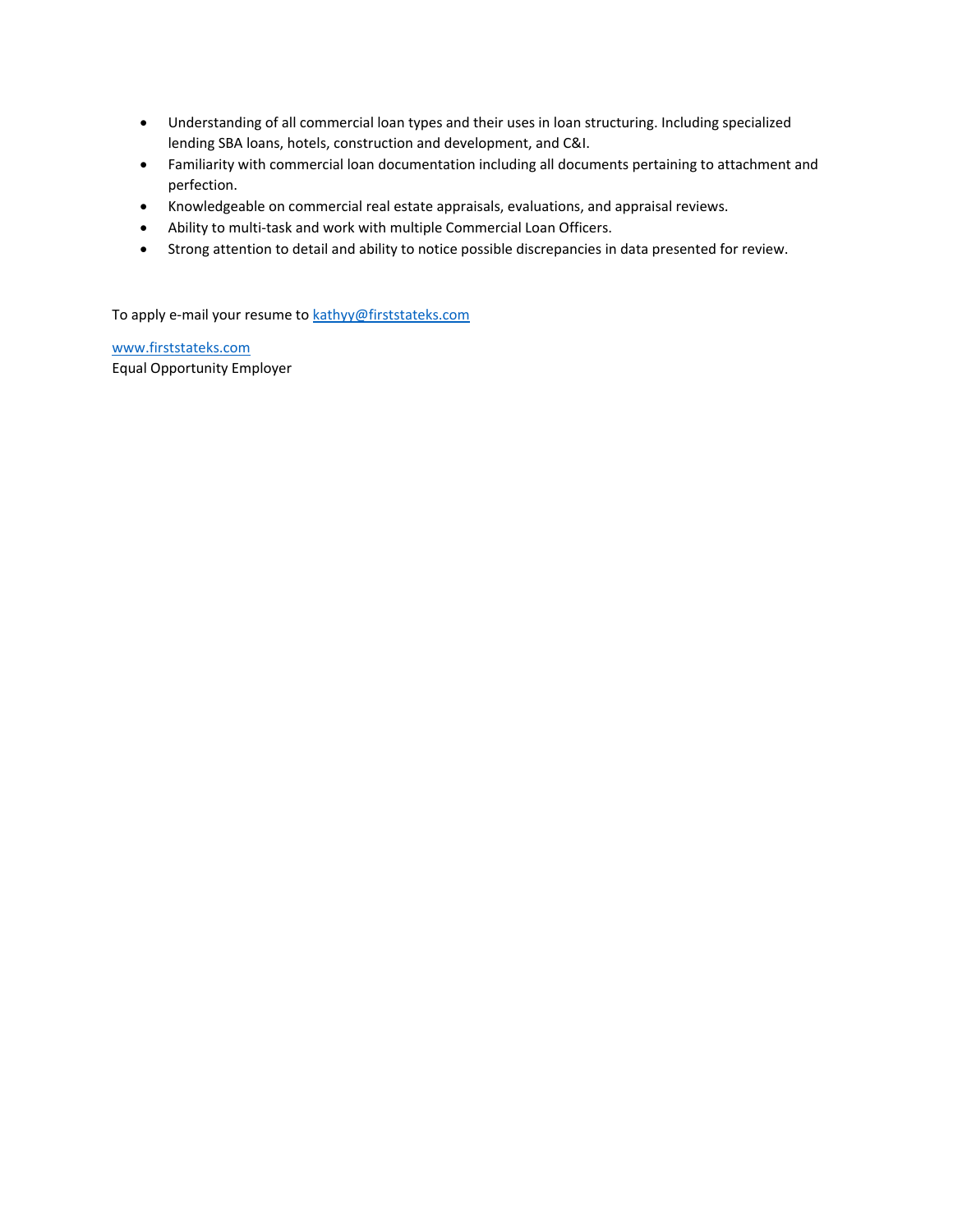- Understanding of all commercial loan types and their uses in loan structuring. Including specialized lending SBA loans, hotels, construction and development, and C&I.
- Familiarity with commercial loan documentation including all documents pertaining to attachment and perfection.
- Knowledgeable on commercial real estate appraisals, evaluations, and appraisal reviews.
- Ability to multi-task and work with multiple Commercial Loan Officers.
- Strong attention to detail and ability to notice possible discrepancies in data presented for review.

To apply e-mail your resume to [kathyy@firststateks.com](mailto:kathyy@firststateks.com)

[www.firststateks.com](http://www.firststateks.com)
Equal Opportunity Employer